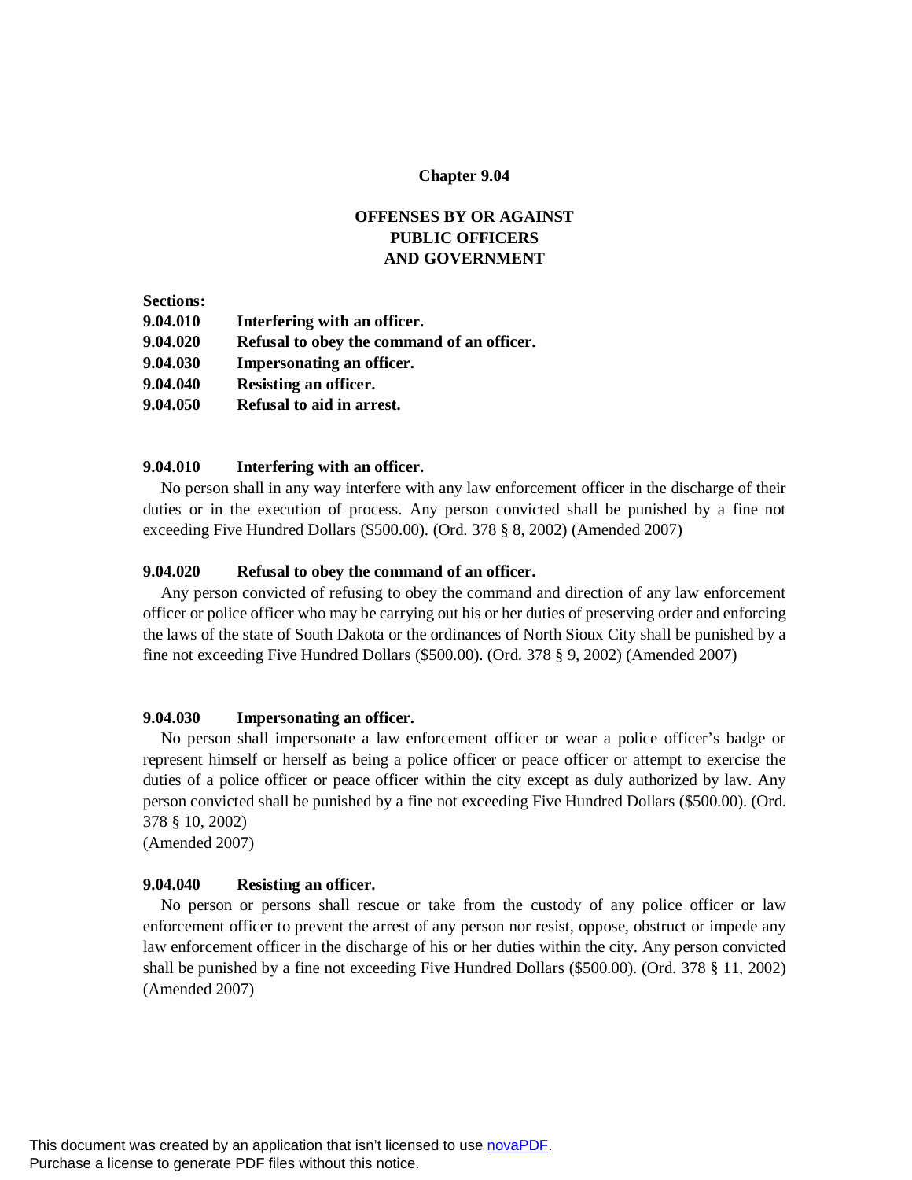# Chapter 9.04

## OFFENSES BY OR AGAINST PUBLIC OFFICERS AND GOVERNMENT

**Sections:**

- **9.04.010 Interfering with an officer.**
- **9.04.020 Refusal to obey the command of an officer.**
- **9.04.030 Impersonating an officer.**
- **9.04.040 Resisting an officer.**
- **9.04.050 Refusal to aid in arrest.**

### 9.04.010 Interfering with an officer.

No person shall in any way interfere with any law enforcement officer in the discharge of their duties or in the execution of process. Any person convicted shall be punished by a fine not exceeding Five Hundred Dollars ($500.00). (Ord. 378 § 8, 2002) (Amended 2007)

### 9.04.020 Refusal to obey the command of an officer.

Any person convicted of refusing to obey the command and direction of any law enforcement officer or police officer who may be carrying out his or her duties of preserving order and enforcing the laws of the state of South Dakota or the ordinances of North Sioux City shall be punished by a fine not exceeding Five Hundred Dollars ($500.00). (Ord. 378 § 9, 2002) (Amended 2007)

### 9.04.030 Impersonating an officer.

No person shall impersonate a law enforcement officer or wear a police officer's badge or represent himself or herself as being a police officer or peace officer or attempt to exercise the duties of a police officer or peace officer within the city except as duly authorized by law. Any person convicted shall be punished by a fine not exceeding Five Hundred Dollars ($500.00). (Ord. 378 § 10, 2002)
(Amended 2007)

### 9.04.040 Resisting an officer.

No person or persons shall rescue or take from the custody of any police officer or law enforcement officer to prevent the arrest of any person nor resist, oppose, obstruct or impede any law enforcement officer in the discharge of his or her duties within the city. Any person convicted shall be punished by a fine not exceeding Five Hundred Dollars ($500.00). (Ord. 378 § 11, 2002) (Amended 2007)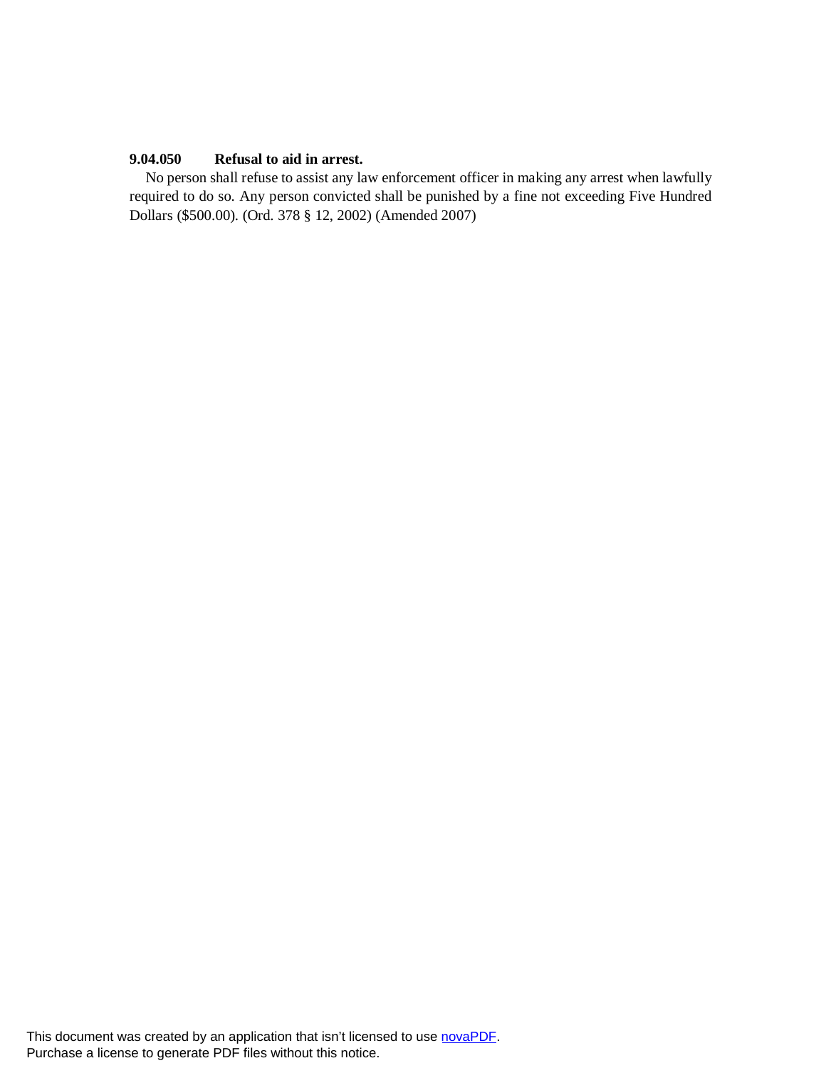**9.04.050 Refusal to aid in arrest.**

No person shall refuse to assist any law enforcement officer in making any arrest when lawfully required to do so. Any person convicted shall be punished by a fine not exceeding Five Hundred Dollars ($500.00). (Ord. 378 § 12, 2002) (Amended 2007)